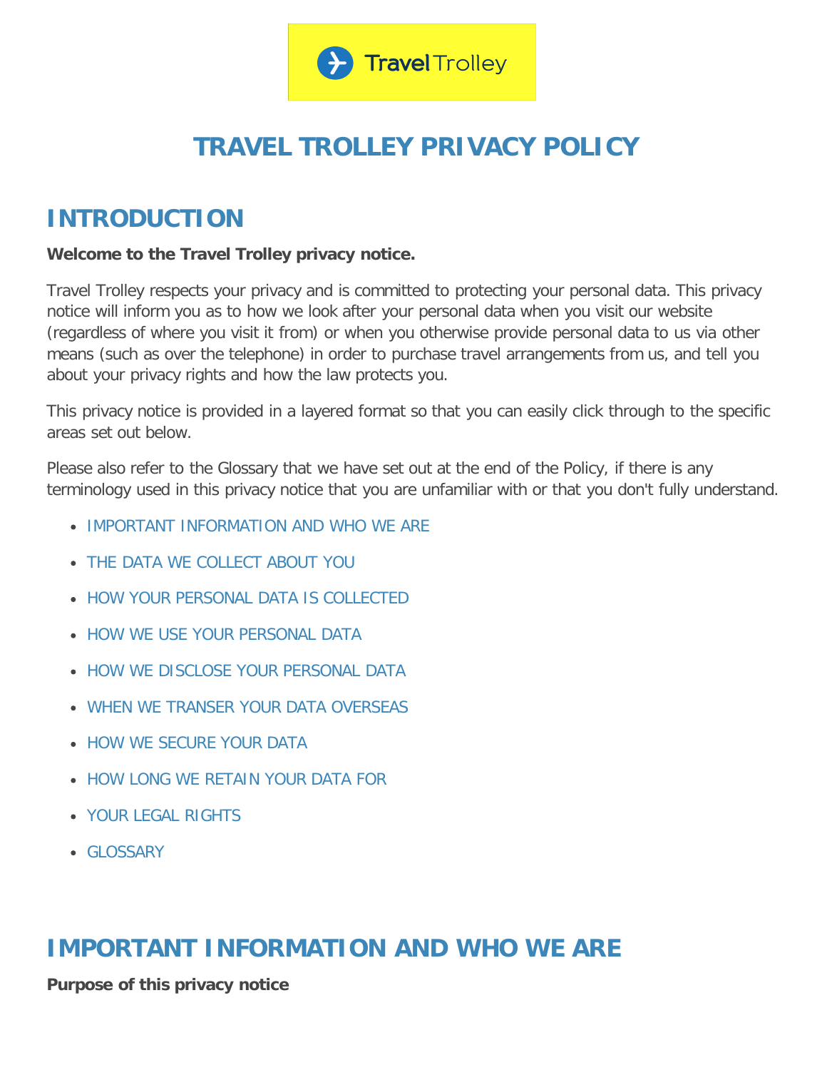# TRAVEL TROLLEY PRIVACY POLICY

## INTRODUCTION

**Welcome to the Travel Trolley privacy notice.**

Travel Trolley respects your privacy and is committed to protecting your personal data. This privacy notice will inform you as to how we look after your personal data when you visit our website (regardless of where you visit it from) or when you otherwise provide personal data to us via other means (such as over the telephone) in order to purchase travel arrangements from us, and tell you about your privacy rights and how the law protects you.

This privacy notice is provided in a layered format so that you can easily click through to the specific areas set out below.

Please also refer to the Glossary that we have set out at the end of the Policy, if there is any terminology used in this privacy notice that you are unfamiliar with or that you don't fully understand.

- IMPORTANT INFORMATION AND WHO WE ARE
- THE DATA WE COLLECT ABOUT YOU
- HOW YOUR PERSONAL DATA IS COLLECTED
- HOW WE USE YOUR PERSONAL DATA
- HOW WE DISCLOSE YOUR PERSONAL DATA
- WHEN WE TRANSER YOUR DATA OVERSEAS
- HOW WE SECURE YOUR DATA
- HOW LONG WE RETAIN YOUR DATA FOR
- YOUR LEGAL RIGHTS
- GLOSSARY

## IMPORTANT INFORMATION AND WHO WE ARE

**Purpose of this privacy notice**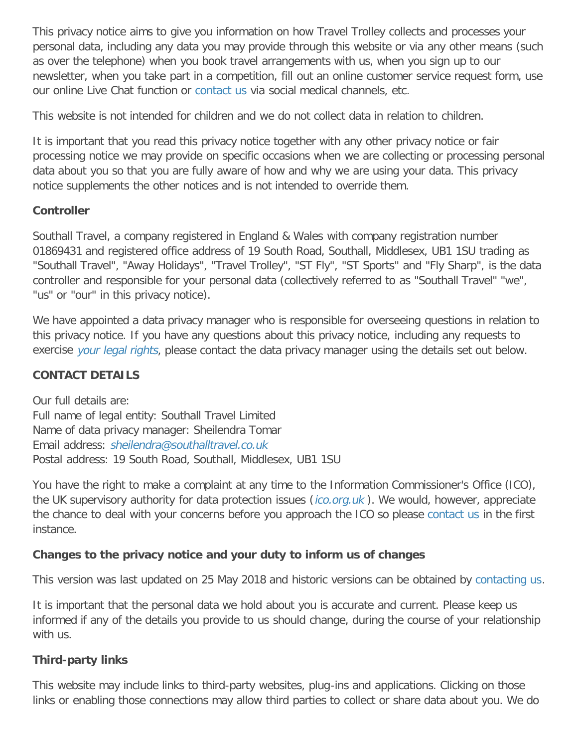This privacy notice aims to give you information on how Travel Trolley collects and processes your personal data, including any data you may provide through this website or via any other means (such as over the telephone) when you book travel arrangements with us, when you sign up to our newsletter, when you take part in a competition, fill out an online customer service request form, use our online Live Chat function or contact us via social medical channels, etc.

This website is not intended for children and we do not collect data in relation to children.

It is important that you read this privacy notice together with any other privacy notice or fair processing notice we may provide on specific occasions when we are collecting or processing personal data about you so that you are fully aware of how and why we are using your data. This privacy notice supplements the other notices and is not intended to override them.

**Controller**

Southall Travel, a company registered in England & Wales with company registration number 01869431 and registered office address of 19 South Road, Southall, Middlesex, UB1 1SU trading as "Southall Travel", "Away Holidays", "Travel Trolley", "ST Fly", "ST Sports" and "Fly Sharp", is the data controller and responsible for your personal data (collectively referred to as "Southall Travel" "we", "us" or "our" in this privacy notice).

We have appointed a data privacy manager who is responsible for overseeing questions in relation to this privacy notice. If you have any questions about this privacy notice, including any requests to exercise *your legal rights*, please contact the data privacy manager using the details set out below.

**CONTACT DETAILS**

Our full details are:
Full name of legal entity: Southall Travel Limited
Name of data privacy manager: Sheilendra Tomar
Email address: *sheilendra@southalltravel.co.uk*
Postal address: 19 South Road, Southall, Middlesex, UB1 1SU

You have the right to make a complaint at any time to the Information Commissioner's Office (ICO), the UK supervisory authority for data protection issues (*ico.org.uk* ). We would, however, appreciate the chance to deal with your concerns before you approach the ICO so please contact us in the first instance.

**Changes to the privacy notice and your duty to inform us of changes**

This version was last updated on 25 May 2018 and historic versions can be obtained by contacting us.

It is important that the personal data we hold about you is accurate and current. Please keep us informed if any of the details you provide to us should change, during the course of your relationship with us.

**Third-party links**

This website may include links to third-party websites, plug-ins and applications. Clicking on those links or enabling those connections may allow third parties to collect or share data about you. We do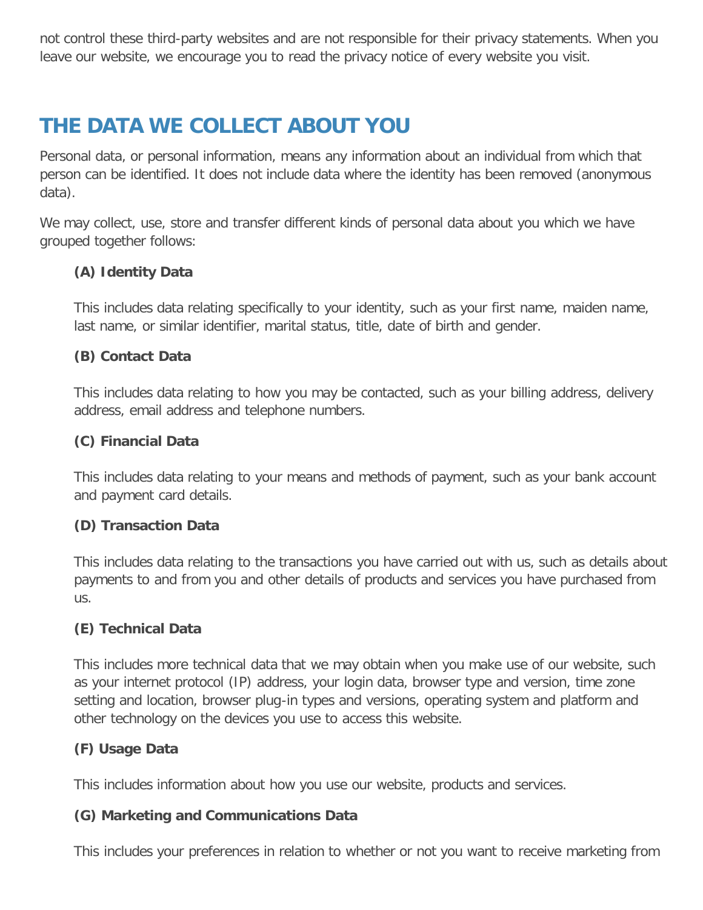not control these third-party websites and are not responsible for their privacy statements. When you leave our website, we encourage you to read the privacy notice of every website you visit.

## THE DATA WE COLLECT ABOUT YOU

Personal data, or personal information, means any information about an individual from which that person can be identified. It does not include data where the identity has been removed (anonymous data).

We may collect, use, store and transfer different kinds of personal data about you which we have grouped together follows:

**(A) Identity Data**

This includes data relating specifically to your identity, such as your first name, maiden name, last name, or similar identifier, marital status, title, date of birth and gender.

**(B) Contact Data**

This includes data relating to how you may be contacted, such as your billing address, delivery address, email address and telephone numbers.

**(C) Financial Data**

This includes data relating to your means and methods of payment, such as your bank account and payment card details.

**(D) Transaction Data**

This includes data relating to the transactions you have carried out with us, such as details about payments to and from you and other details of products and services you have purchased from us.

**(E) Technical Data**

This includes more technical data that we may obtain when you make use of our website, such as your internet protocol (IP) address, your login data, browser type and version, time zone setting and location, browser plug-in types and versions, operating system and platform and other technology on the devices you use to access this website.

**(F) Usage Data**

This includes information about how you use our website, products and services.

**(G) Marketing and Communications Data**

This includes your preferences in relation to whether or not you want to receive marketing from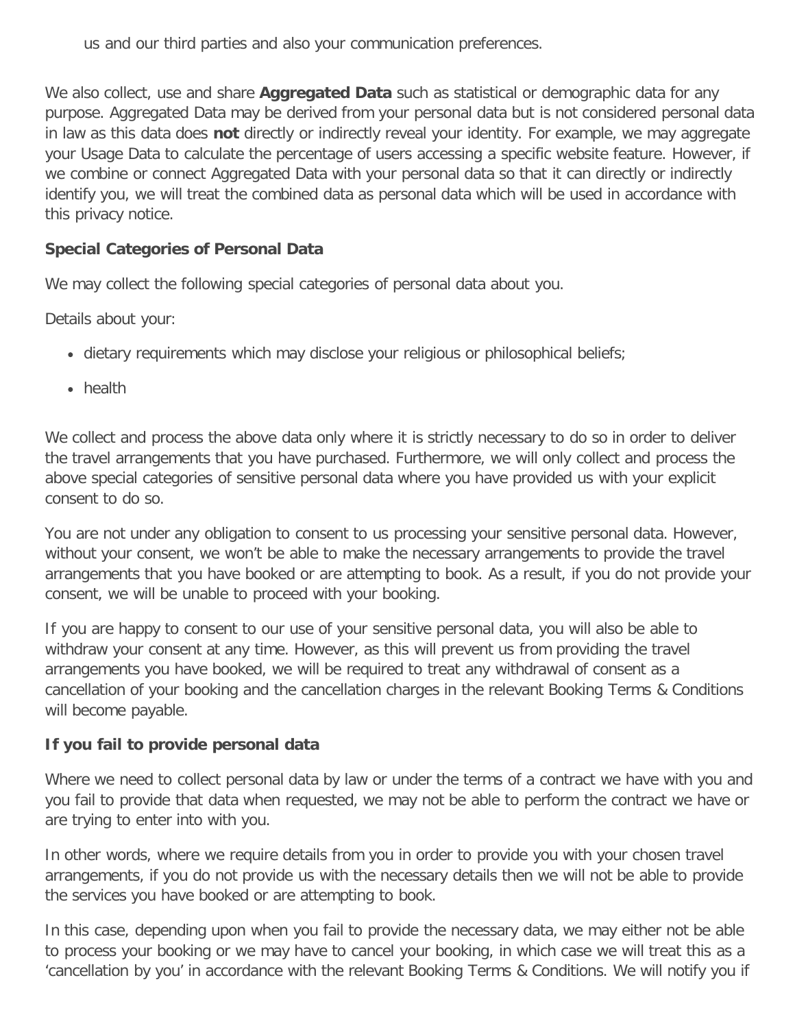us and our third parties and also your communication preferences.

We also collect, use and share **Aggregated Data** such as statistical or demographic data for any purpose. Aggregated Data may be derived from your personal data but is not considered personal data in law as this data does **not** directly or indirectly reveal your identity. For example, we may aggregate your Usage Data to calculate the percentage of users accessing a specific website feature. However, if we combine or connect Aggregated Data with your personal data so that it can directly or indirectly identify you, we will treat the combined data as personal data which will be used in accordance with this privacy notice.

**Special Categories of Personal Data**

We may collect the following special categories of personal data about you.

Details about your:

- dietary requirements which may disclose your religious or philosophical beliefs;
- health

We collect and process the above data only where it is strictly necessary to do so in order to deliver the travel arrangements that you have purchased. Furthermore, we will only collect and process the above special categories of sensitive personal data where you have provided us with your explicit consent to do so.

You are not under any obligation to consent to us processing your sensitive personal data. However, without your consent, we won't be able to make the necessary arrangements to provide the travel arrangements that you have booked or are attempting to book. As a result, if you do not provide your consent, we will be unable to proceed with your booking.

If you are happy to consent to our use of your sensitive personal data, you will also be able to withdraw your consent at any time. However, as this will prevent us from providing the travel arrangements you have booked, we will be required to treat any withdrawal of consent as a cancellation of your booking and the cancellation charges in the relevant Booking Terms & Conditions will become payable.

**If you fail to provide personal data**

Where we need to collect personal data by law or under the terms of a contract we have with you and you fail to provide that data when requested, we may not be able to perform the contract we have or are trying to enter into with you.

In other words, where we require details from you in order to provide you with your chosen travel arrangements, if you do not provide us with the necessary details then we will not be able to provide the services you have booked or are attempting to book.

In this case, depending upon when you fail to provide the necessary data, we may either not be able to process your booking or we may have to cancel your booking, in which case we will treat this as a 'cancellation by you' in accordance with the relevant Booking Terms & Conditions. We will notify you if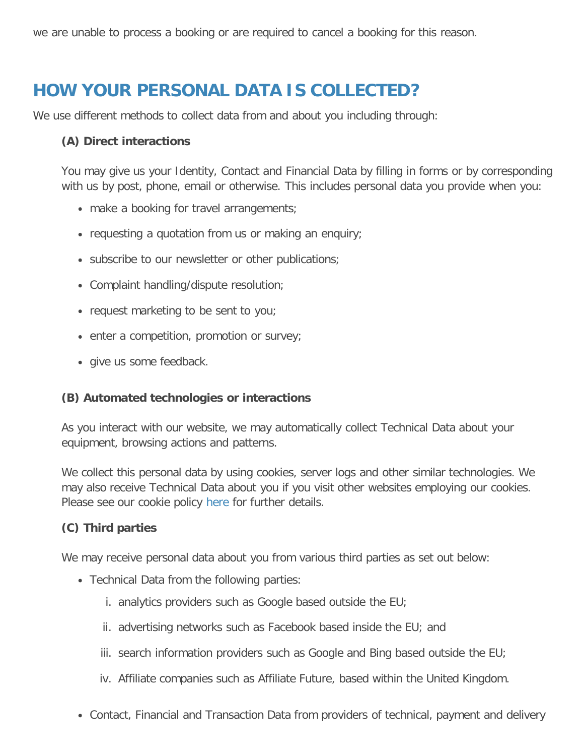we are unable to process a booking or are required to cancel a booking for this reason.

## HOW YOUR PERSONAL DATA IS COLLECTED?

We use different methods to collect data from and about you including through:

**(A) Direct interactions**

You may give us your Identity, Contact and Financial Data by filling in forms or by corresponding with us by post, phone, email or otherwise. This includes personal data you provide when you:

- make a booking for travel arrangements;
- requesting a quotation from us or making an enquiry;
- subscribe to our newsletter or other publications;
- Complaint handling/dispute resolution;
- request marketing to be sent to you;
- enter a competition, promotion or survey;
- give us some feedback.

**(B) Automated technologies or interactions**

As you interact with our website, we may automatically collect Technical Data about your equipment, browsing actions and patterns.

We collect this personal data by using cookies, server logs and other similar technologies. We may also receive Technical Data about you if you visit other websites employing our cookies. Please see our cookie policy here for further details.

**(C) Third parties**

We may receive personal data about you from various third parties as set out below:

- Technical Data from the following parties:
  i. analytics providers such as Google based outside the EU;
  ii. advertising networks such as Facebook based inside the EU; and
  iii. search information providers such as Google and Bing based outside the EU;
  iv. Affiliate companies such as Affiliate Future, based within the United Kingdom.
- Contact, Financial and Transaction Data from providers of technical, payment and delivery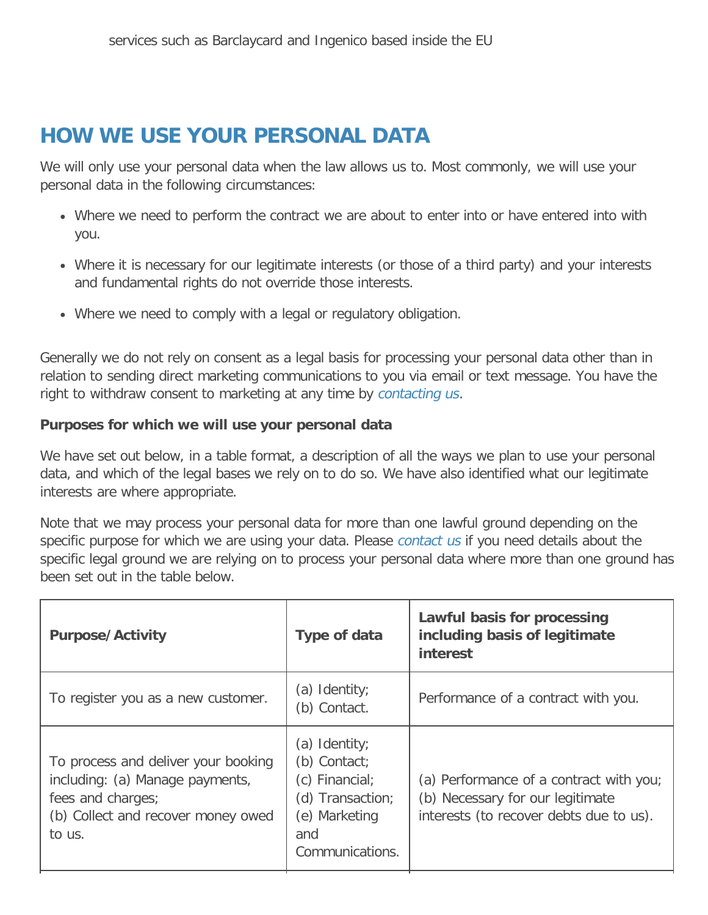services such as Barclaycard and Ingenico based inside the EU

## HOW WE USE YOUR PERSONAL DATA

We will only use your personal data when the law allows us to. Most commonly, we will use your personal data in the following circumstances:

- Where we need to perform the contract we are about to enter into or have entered into with you.
- Where it is necessary for our legitimate interests (or those of a third party) and your interests and fundamental rights do not override those interests.
- Where we need to comply with a legal or regulatory obligation.

Generally we do not rely on consent as a legal basis for processing your personal data other than in relation to sending direct marketing communications to you via email or text message. You have the right to withdraw consent to marketing at any time by *contacting us*.

**Purposes for which we will use your personal data**

We have set out below, in a table format, a description of all the ways we plan to use your personal data, and which of the legal bases we rely on to do so. We have also identified what our legitimate interests are where appropriate.

Note that we may process your personal data for more than one lawful ground depending on the specific purpose for which we are using your data. Please *contact us* if you need details about the specific legal ground we are relying on to process your personal data where more than one ground has been set out in the table below.

| Purpose/Activity | Type of data | Lawful basis for processing including basis of legitimate interest |
| --- | --- | --- |
| To register you as a new customer. | (a) Identity;<br>(b) Contact. | Performance of a contract with you. |
| To process and deliver your booking including: (a) Manage payments, fees and charges;<br>(b) Collect and recover money owed to us. | (a) Identity;<br>(b) Contact;<br>(c) Financial;<br>(d) Transaction;<br>(e) Marketing and Communications. | (a) Performance of a contract with you;<br>(b) Necessary for our legitimate interests (to recover debts due to us). |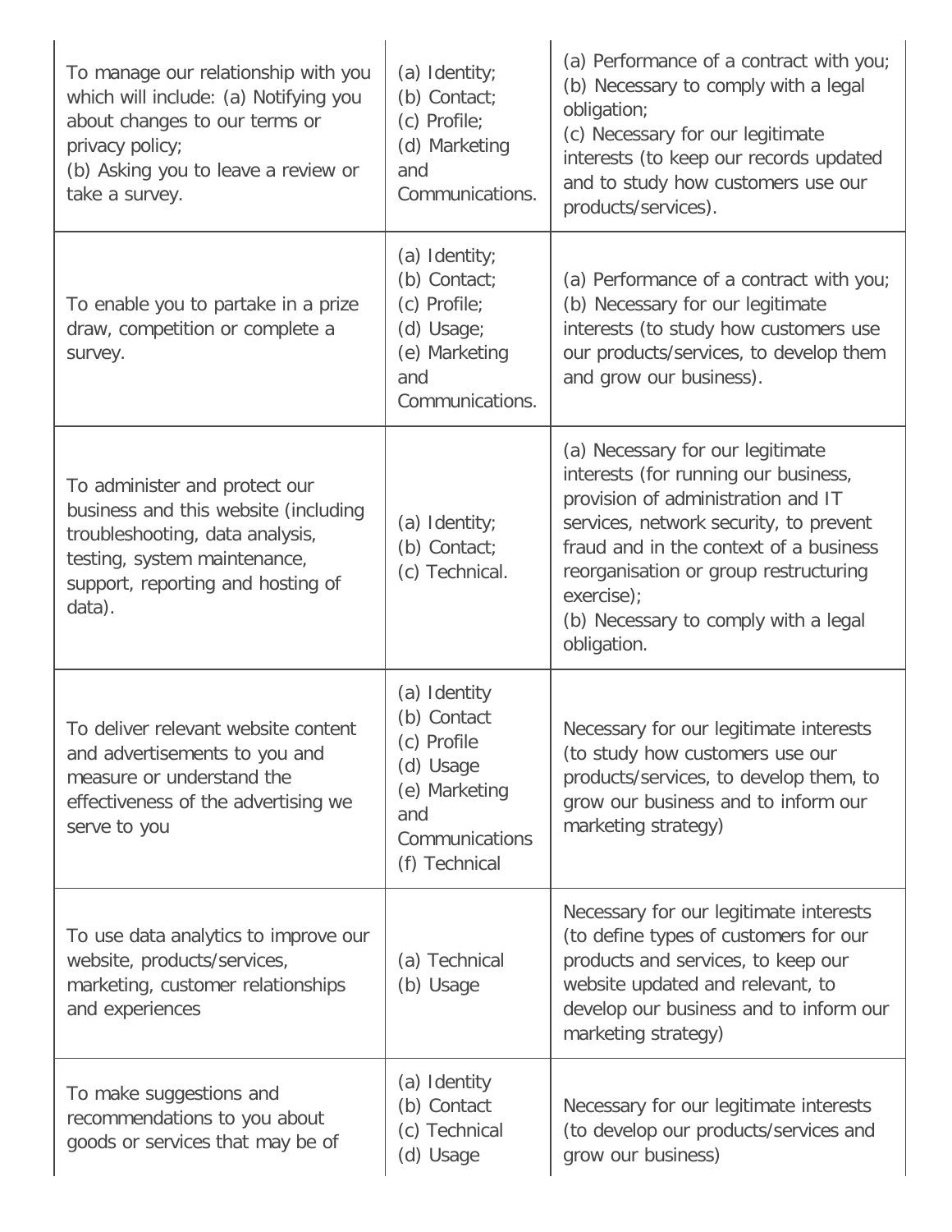| | | |
|---|---|---|
| To manage our relationship with you which will include: (a) Notifying you about changes to our terms or privacy policy;<br>(b) Asking you to leave a review or take a survey. | (a) Identity;<br>(b) Contact;<br>(c) Profile;<br>(d) Marketing and Communications. | (a) Performance of a contract with you;<br>(b) Necessary to comply with a legal obligation;<br>(c) Necessary for our legitimate interests (to keep our records updated and to study how customers use our products/services). |
| To enable you to partake in a prize draw, competition or complete a survey. | (a) Identity;<br>(b) Contact;<br>(c) Profile;<br>(d) Usage;<br>(e) Marketing and Communications. | (a) Performance of a contract with you;<br>(b) Necessary for our legitimate interests (to study how customers use our products/services, to develop them and grow our business). |
| To administer and protect our business and this website (including troubleshooting, data analysis, testing, system maintenance, support, reporting and hosting of data). | (a) Identity;<br>(b) Contact;<br>(c) Technical. | (a) Necessary for our legitimate interests (for running our business, provision of administration and IT services, network security, to prevent fraud and in the context of a business reorganisation or group restructuring exercise);<br>(b) Necessary to comply with a legal obligation. |
| To deliver relevant website content and advertisements to you and measure or understand the effectiveness of the advertising we serve to you | (a) Identity<br>(b) Contact<br>(c) Profile<br>(d) Usage<br>(e) Marketing and Communications<br>(f) Technical | Necessary for our legitimate interests (to study how customers use our products/services, to develop them, to grow our business and to inform our marketing strategy) |
| To use data analytics to improve our website, products/services, marketing, customer relationships and experiences | (a) Technical<br>(b) Usage | Necessary for our legitimate interests (to define types of customers for our products and services, to keep our website updated and relevant, to develop our business and to inform our marketing strategy) |
| To make suggestions and recommendations to you about goods or services that may be of | (a) Identity<br>(b) Contact<br>(c) Technical<br>(d) Usage | Necessary for our legitimate interests (to develop our products/services and grow our business) |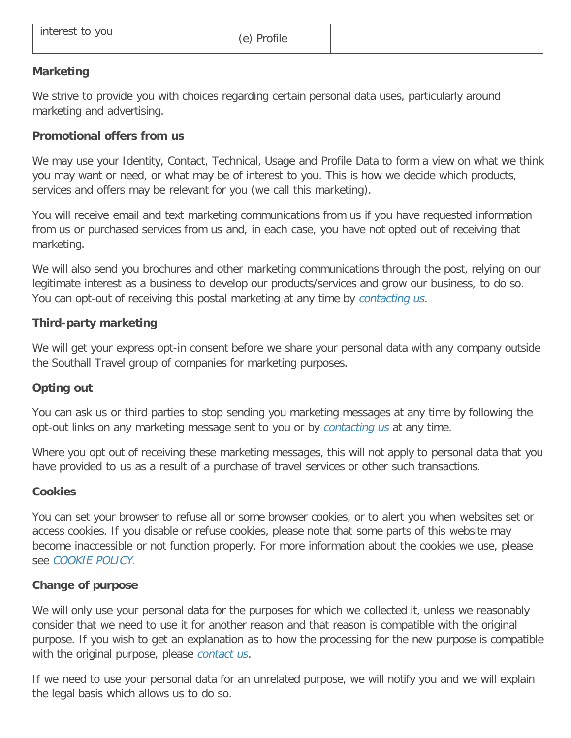| interest to you | (e) Profile | |
|---|---|---|

**Marketing**

We strive to provide you with choices regarding certain personal data uses, particularly around marketing and advertising.

**Promotional offers from us**

We may use your Identity, Contact, Technical, Usage and Profile Data to form a view on what we think you may want or need, or what may be of interest to you. This is how we decide which products, services and offers may be relevant for you (we call this marketing).

You will receive email and text marketing communications from us if you have requested information from us or purchased services from us and, in each case, you have not opted out of receiving that marketing.

We will also send you brochures and other marketing communications through the post, relying on our legitimate interest as a business to develop our products/services and grow our business, to do so. You can opt-out of receiving this postal marketing at any time by *contacting us*.

**Third-party marketing**

We will get your express opt-in consent before we share your personal data with any company outside the Southall Travel group of companies for marketing purposes.

**Opting out**

You can ask us or third parties to stop sending you marketing messages at any time by following the opt-out links on any marketing message sent to you or by *contacting us* at any time.

Where you opt out of receiving these marketing messages, this will not apply to personal data that you have provided to us as a result of a purchase of travel services or other such transactions.

**Cookies**

You can set your browser to refuse all or some browser cookies, or to alert you when websites set or access cookies. If you disable or refuse cookies, please note that some parts of this website may become inaccessible or not function properly. For more information about the cookies we use, please see *COOKIE POLICY.*

**Change of purpose**

We will only use your personal data for the purposes for which we collected it, unless we reasonably consider that we need to use it for another reason and that reason is compatible with the original purpose. If you wish to get an explanation as to how the processing for the new purpose is compatible with the original purpose, please *contact us*.

If we need to use your personal data for an unrelated purpose, we will notify you and we will explain the legal basis which allows us to do so.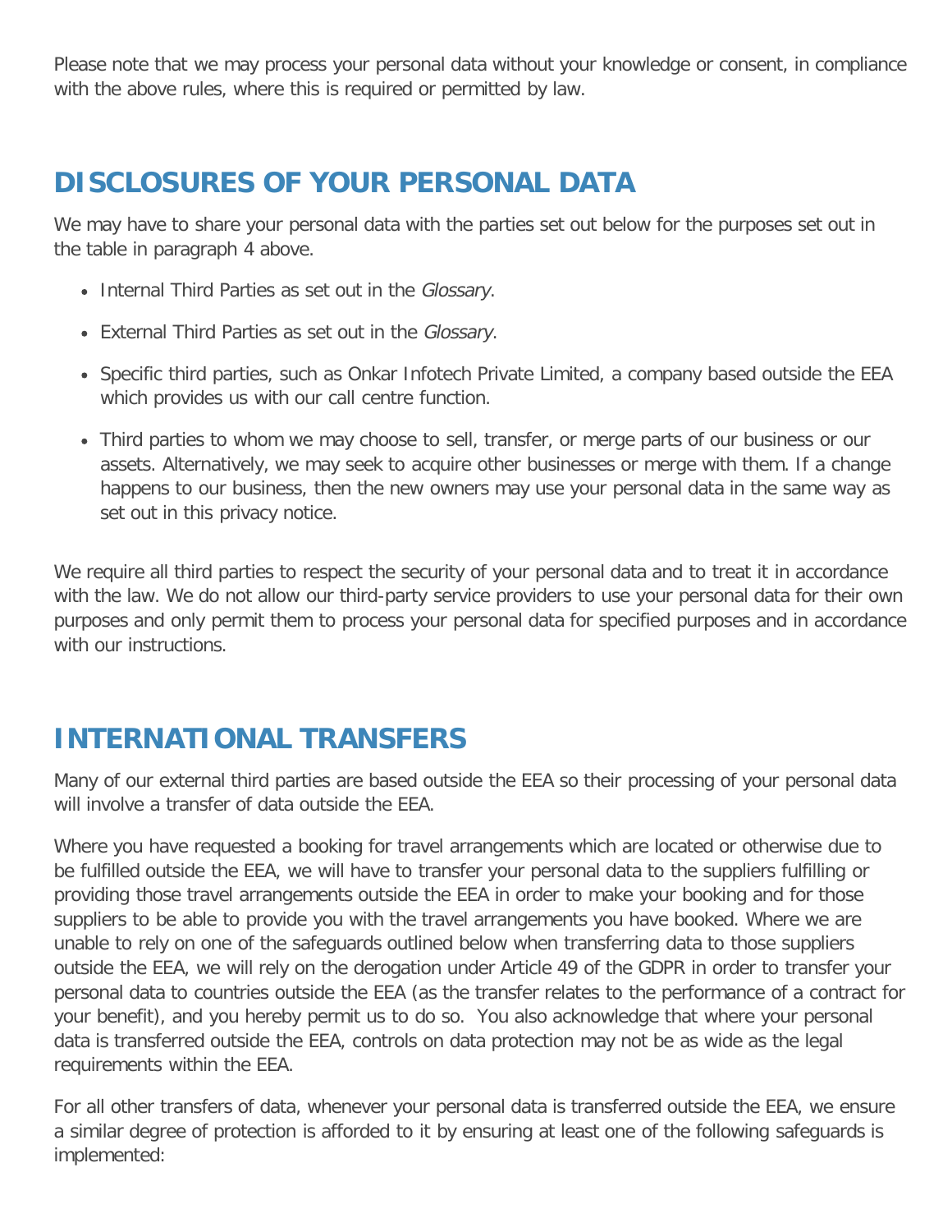Please note that we may process your personal data without your knowledge or consent, in compliance with the above rules, where this is required or permitted by law.

## DISCLOSURES OF YOUR PERSONAL DATA

We may have to share your personal data with the parties set out below for the purposes set out in the table in paragraph 4 above.

- Internal Third Parties as set out in the *Glossary*.
- External Third Parties as set out in the *Glossary*.
- Specific third parties, such as Onkar Infotech Private Limited, a company based outside the EEA which provides us with our call centre function.
- Third parties to whom we may choose to sell, transfer, or merge parts of our business or our assets. Alternatively, we may seek to acquire other businesses or merge with them. If a change happens to our business, then the new owners may use your personal data in the same way as set out in this privacy notice.

We require all third parties to respect the security of your personal data and to treat it in accordance with the law. We do not allow our third-party service providers to use your personal data for their own purposes and only permit them to process your personal data for specified purposes and in accordance with our instructions.

## INTERNATIONAL TRANSFERS

Many of our external third parties are based outside the EEA so their processing of your personal data will involve a transfer of data outside the EEA.

Where you have requested a booking for travel arrangements which are located or otherwise due to be fulfilled outside the EEA, we will have to transfer your personal data to the suppliers fulfilling or providing those travel arrangements outside the EEA in order to make your booking and for those suppliers to be able to provide you with the travel arrangements you have booked. Where we are unable to rely on one of the safeguards outlined below when transferring data to those suppliers outside the EEA, we will rely on the derogation under Article 49 of the GDPR in order to transfer your personal data to countries outside the EEA (as the transfer relates to the performance of a contract for your benefit), and you hereby permit us to do so. You also acknowledge that where your personal data is transferred outside the EEA, controls on data protection may not be as wide as the legal requirements within the EEA.

For all other transfers of data, whenever your personal data is transferred outside the EEA, we ensure a similar degree of protection is afforded to it by ensuring at least one of the following safeguards is implemented: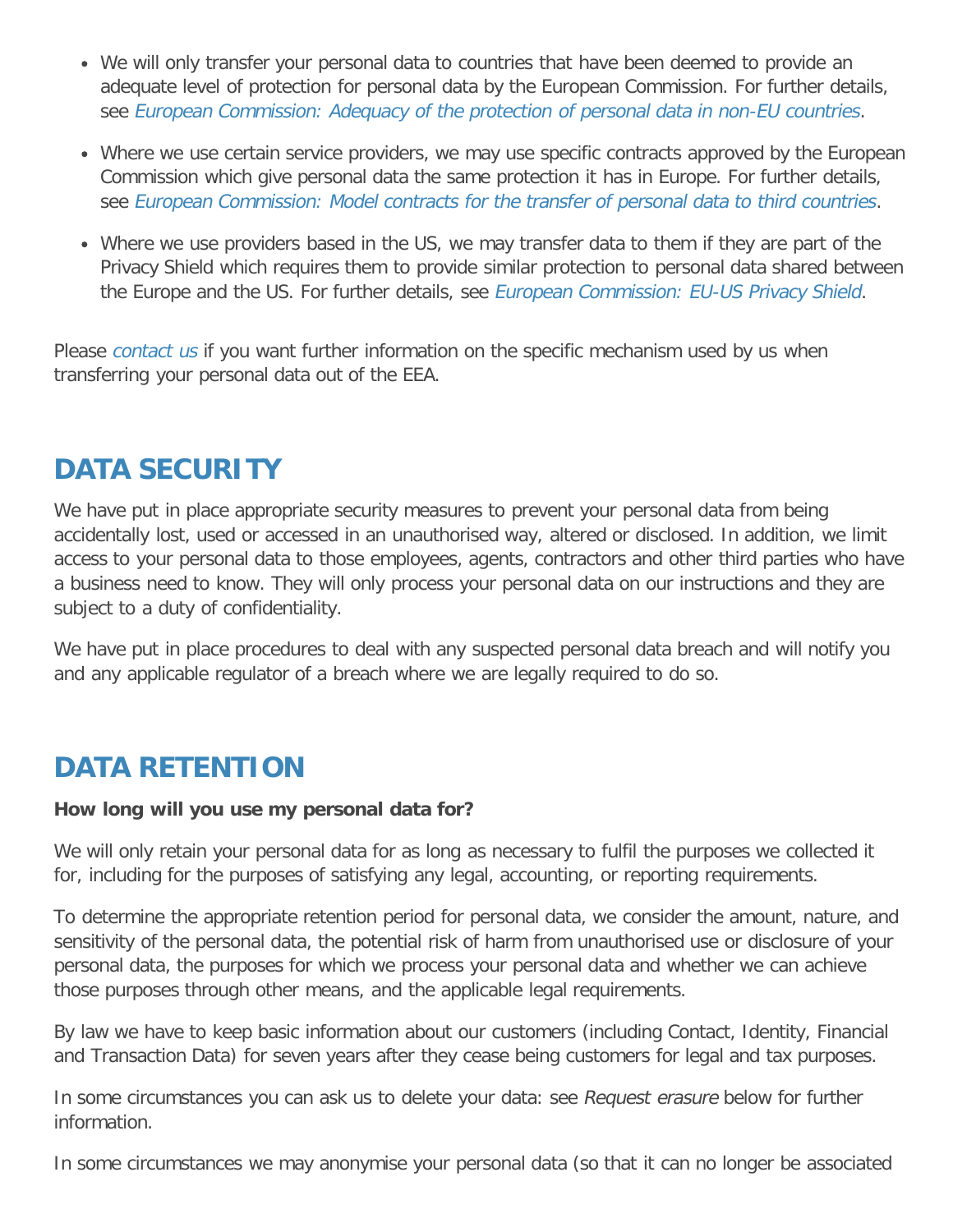- We will only transfer your personal data to countries that have been deemed to provide an adequate level of protection for personal data by the European Commission. For further details, see *European Commission: Adequacy of the protection of personal data in non-EU countries*.
- Where we use certain service providers, we may use specific contracts approved by the European Commission which give personal data the same protection it has in Europe. For further details, see *European Commission: Model contracts for the transfer of personal data to third countries*.
- Where we use providers based in the US, we may transfer data to them if they are part of the Privacy Shield which requires them to provide similar protection to personal data shared between the Europe and the US. For further details, see *European Commission: EU-US Privacy Shield*.

Please *contact us* if you want further information on the specific mechanism used by us when transferring your personal data out of the EEA.

## DATA SECURITY

We have put in place appropriate security measures to prevent your personal data from being accidentally lost, used or accessed in an unauthorised way, altered or disclosed. In addition, we limit access to your personal data to those employees, agents, contractors and other third parties who have a business need to know. They will only process your personal data on our instructions and they are subject to a duty of confidentiality.

We have put in place procedures to deal with any suspected personal data breach and will notify you and any applicable regulator of a breach where we are legally required to do so.

## DATA RETENTION

**How long will you use my personal data for?**

We will only retain your personal data for as long as necessary to fulfil the purposes we collected it for, including for the purposes of satisfying any legal, accounting, or reporting requirements.

To determine the appropriate retention period for personal data, we consider the amount, nature, and sensitivity of the personal data, the potential risk of harm from unauthorised use or disclosure of your personal data, the purposes for which we process your personal data and whether we can achieve those purposes through other means, and the applicable legal requirements.

By law we have to keep basic information about our customers (including Contact, Identity, Financial and Transaction Data) for seven years after they cease being customers for legal and tax purposes.

In some circumstances you can ask us to delete your data: see *Request erasure* below for further information.

In some circumstances we may anonymise your personal data (so that it can no longer be associated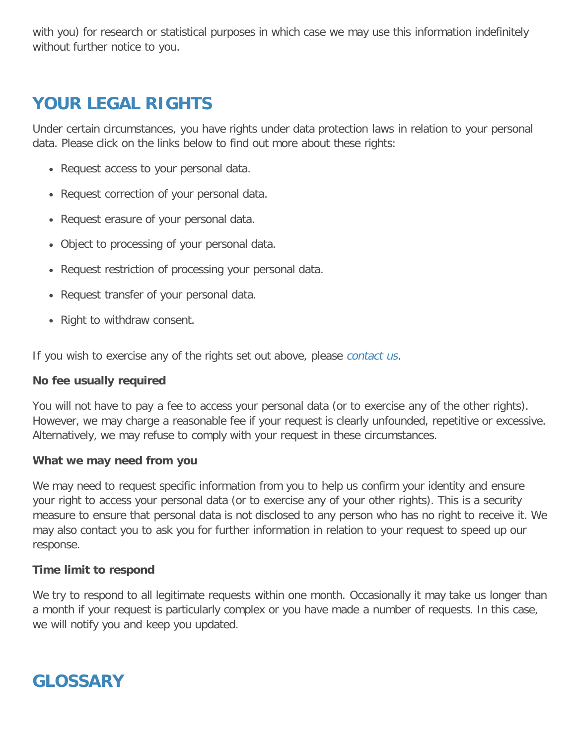with you) for research or statistical purposes in which case we may use this information indefinitely without further notice to you.

## YOUR LEGAL RIGHTS

Under certain circumstances, you have rights under data protection laws in relation to your personal data. Please click on the links below to find out more about these rights:

- Request access to your personal data.
- Request correction of your personal data.
- Request erasure of your personal data.
- Object to processing of your personal data.
- Request restriction of processing your personal data.
- Request transfer of your personal data.
- Right to withdraw consent.

If you wish to exercise any of the rights set out above, please *contact us*.

**No fee usually required**

You will not have to pay a fee to access your personal data (or to exercise any of the other rights). However, we may charge a reasonable fee if your request is clearly unfounded, repetitive or excessive. Alternatively, we may refuse to comply with your request in these circumstances.

**What we may need from you**

We may need to request specific information from you to help us confirm your identity and ensure your right to access your personal data (or to exercise any of your other rights). This is a security measure to ensure that personal data is not disclosed to any person who has no right to receive it. We may also contact you to ask you for further information in relation to your request to speed up our response.

**Time limit to respond**

We try to respond to all legitimate requests within one month. Occasionally it may take us longer than a month if your request is particularly complex or you have made a number of requests. In this case, we will notify you and keep you updated.

## GLOSSARY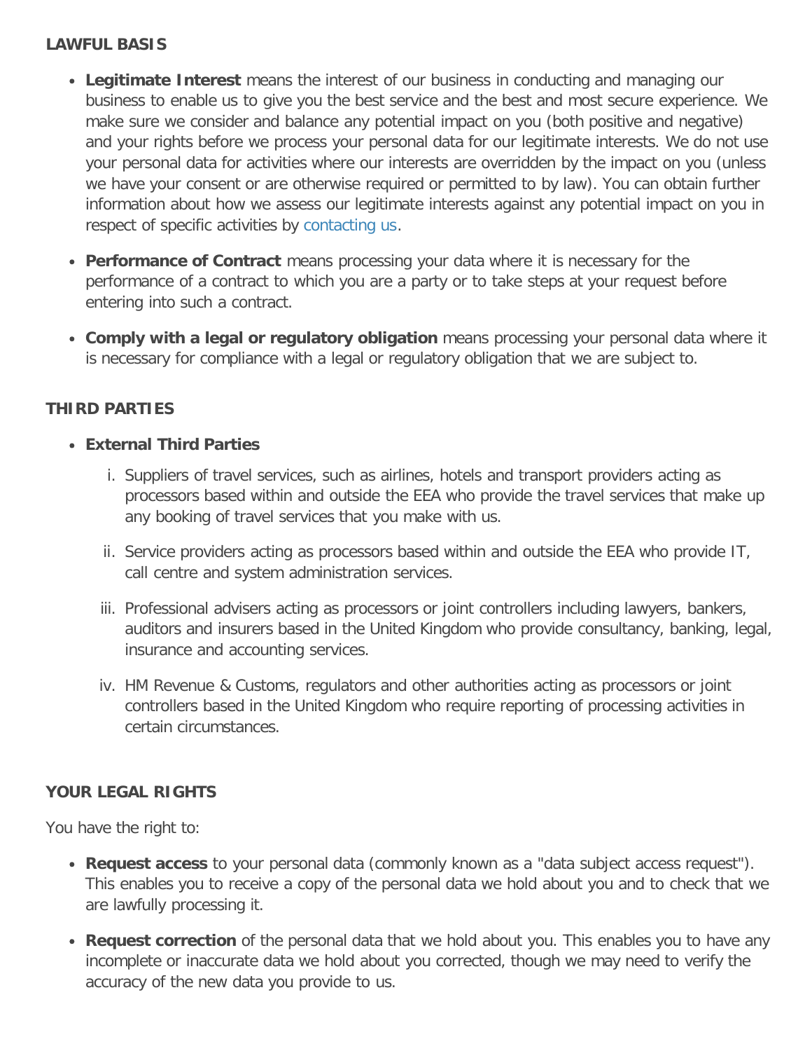**LAWFUL BASIS**

- **Legitimate Interest** means the interest of our business in conducting and managing our business to enable us to give you the best service and the best and most secure experience. We make sure we consider and balance any potential impact on you (both positive and negative) and your rights before we process your personal data for our legitimate interests. We do not use your personal data for activities where our interests are overridden by the impact on you (unless we have your consent or are otherwise required or permitted to by law). You can obtain further information about how we assess our legitimate interests against any potential impact on you in respect of specific activities by contacting us.
- **Performance of Contract** means processing your data where it is necessary for the performance of a contract to which you are a party or to take steps at your request before entering into such a contract.
- **Comply with a legal or regulatory obligation** means processing your personal data where it is necessary for compliance with a legal or regulatory obligation that we are subject to.

**THIRD PARTIES**

- **External Third Parties**
  i. Suppliers of travel services, such as airlines, hotels and transport providers acting as processors based within and outside the EEA who provide the travel services that make up any booking of travel services that you make with us.
  ii. Service providers acting as processors based within and outside the EEA who provide IT, call centre and system administration services.
  iii. Professional advisers acting as processors or joint controllers including lawyers, bankers, auditors and insurers based in the United Kingdom who provide consultancy, banking, legal, insurance and accounting services.
  iv. HM Revenue & Customs, regulators and other authorities acting as processors or joint controllers based in the United Kingdom who require reporting of processing activities in certain circumstances.

**YOUR LEGAL RIGHTS**

You have the right to:

- **Request access** to your personal data (commonly known as a "data subject access request"). This enables you to receive a copy of the personal data we hold about you and to check that we are lawfully processing it.
- **Request correction** of the personal data that we hold about you. This enables you to have any incomplete or inaccurate data we hold about you corrected, though we may need to verify the accuracy of the new data you provide to us.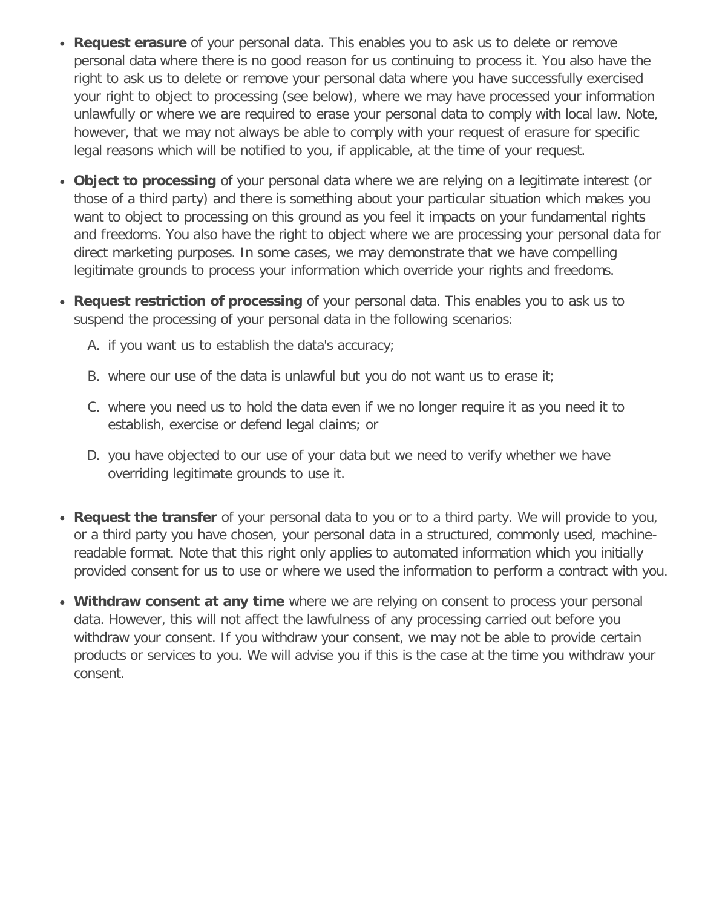- **Request erasure** of your personal data. This enables you to ask us to delete or remove personal data where there is no good reason for us continuing to process it. You also have the right to ask us to delete or remove your personal data where you have successfully exercised your right to object to processing (see below), where we may have processed your information unlawfully or where we are required to erase your personal data to comply with local law. Note, however, that we may not always be able to comply with your request of erasure for specific legal reasons which will be notified to you, if applicable, at the time of your request.
- **Object to processing** of your personal data where we are relying on a legitimate interest (or those of a third party) and there is something about your particular situation which makes you want to object to processing on this ground as you feel it impacts on your fundamental rights and freedoms. You also have the right to object where we are processing your personal data for direct marketing purposes. In some cases, we may demonstrate that we have compelling legitimate grounds to process your information which override your rights and freedoms.
- **Request restriction of processing** of your personal data. This enables you to ask us to suspend the processing of your personal data in the following scenarios:
  A. if you want us to establish the data's accuracy;
  B. where our use of the data is unlawful but you do not want us to erase it;
  C. where you need us to hold the data even if we no longer require it as you need it to establish, exercise or defend legal claims; or
  D. you have objected to our use of your data but we need to verify whether we have overriding legitimate grounds to use it.
- **Request the transfer** of your personal data to you or to a third party. We will provide to you, or a third party you have chosen, your personal data in a structured, commonly used, machine-readable format. Note that this right only applies to automated information which you initially provided consent for us to use or where we used the information to perform a contract with you.
- **Withdraw consent at any time** where we are relying on consent to process your personal data. However, this will not affect the lawfulness of any processing carried out before you withdraw your consent. If you withdraw your consent, we may not be able to provide certain products or services to you. We will advise you if this is the case at the time you withdraw your consent.